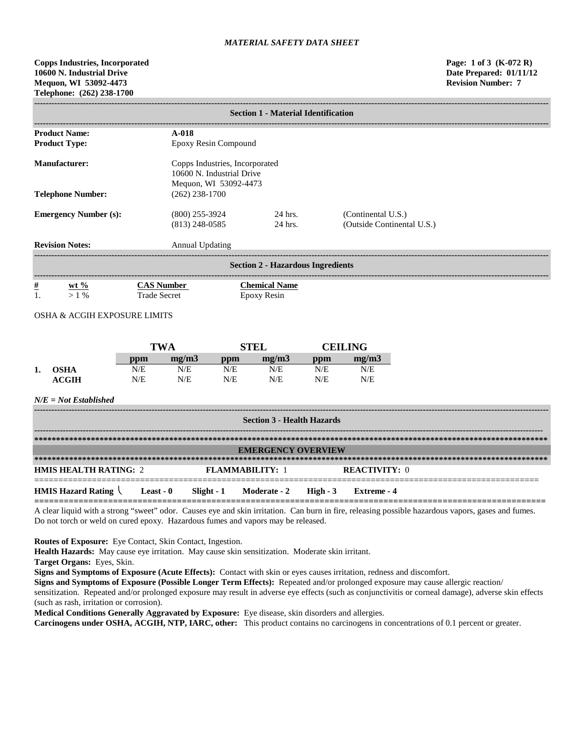*MATERIAL SAFETY DATA SHEET*

**Copps Industries, Incorporated**
**10600 N. Industrial Drive**
**Mequon, WI 53092-4473**
**Telephone: (262) 238-1700**

**Page: 1 of 3 (K-072 R)**
**Date Prepared: 01/11/12**
**Revision Number: 7**

## Section 1 - Material Identification

| | | | |
|---|---|---|---|
| **Product Name:** | **A-018** | | |
| **Product Type:** | Epoxy Resin Compound | | |
| **Manufacturer:** | Copps Industries, Incorporated<br>10600 N. Industrial Drive<br>Mequon, WI 53092-4473 | | |
| **Telephone Number:** | (262) 238-1700 | | |
| **Emergency Number (s):** | (800) 255-3924 | 24 hrs. | (Continental U.S.) |
| | (813) 248-0585 | 24 hrs. | (Outside Continental U.S.) |
| **Revision Notes:** | Annual Updating | | |

## Section 2 - Hazardous Ingredients

| # | wt % | CAS Number | Chemical Name |
|---|---|---|---|
| 1. | > 1 % | Trade Secret | Epoxy Resin |

OSHA & ACGIH EXPOSURE LIMITS

| | | TWA | | STEL | | CEILING | |
|---|---|---|---|---|---|---|---|
| | | ppm | mg/m3 | ppm | mg/m3 | ppm | mg/m3 |
| 1. | OSHA | N/E | N/E | N/E | N/E | N/E | N/E |
| | ACGIH | N/E | N/E | N/E | N/E | N/E | N/E |

*N/E = Not Established*

## Section 3 - Health Hazards

### EMERGENCY OVERVIEW

**HMIS HEALTH RATING:** 2 **FLAMMABILITY:** 1 **REACTIVITY:** 0

**HMIS Hazard Rating** \ **Least - 0** **Slight - 1** **Moderate - 2** **High - 3** **Extreme - 4**

A clear liquid with a strong "sweet" odor. Causes eye and skin irritation. Can burn in fire, releasing possible hazardous vapors, gases and fumes. Do not torch or weld on cured epoxy. Hazardous fumes and vapors may be released.

**Routes of Exposure:** Eye Contact, Skin Contact, Ingestion.

**Health Hazards:** May cause eye irritation. May cause skin sensitization. Moderate skin irritant.

**Target Organs:** Eyes, Skin.

**Signs and Symptoms of Exposure (Acute Effects):** Contact with skin or eyes causes irritation, redness and discomfort.

**Signs and Symptoms of Exposure (Possible Longer Term Effects):** Repeated and/or prolonged exposure may cause allergic reaction/ sensitization. Repeated and/or prolonged exposure may result in adverse eye effects (such as conjunctivitis or corneal damage), adverse skin effects (such as rash, irritation or corrosion).

**Medical Conditions Generally Aggravated by Exposure:** Eye disease, skin disorders and allergies.

**Carcinogens under OSHA, ACGIH, NTP, IARC, other:** This product contains no carcinogens in concentrations of 0.1 percent or greater.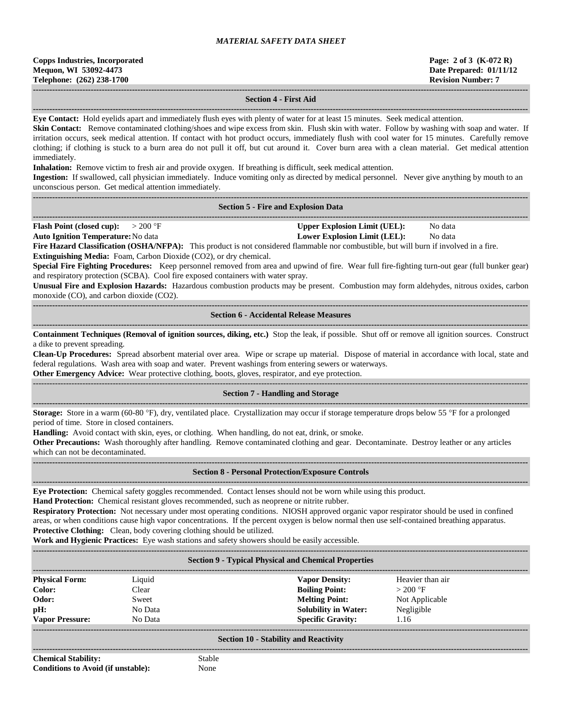*MATERIAL SAFETY DATA SHEET*

**Copps Industries, Incorporated**
**Mequon, WI 53092-4473**
**Telephone: (262) 238-1700**

**Page: 2 of 3 (K-072 R)**
**Date Prepared: 01/11/12**
**Revision Number: 7**

## Section 4 - First Aid

**Eye Contact:** Hold eyelids apart and immediately flush eyes with plenty of water for at least 15 minutes. Seek medical attention.

**Skin Contact:** Remove contaminated clothing/shoes and wipe excess from skin. Flush skin with water. Follow by washing with soap and water. If irritation occurs, seek medical attention. If contact with hot product occurs, immediately flush with cool water for 15 minutes. Carefully remove clothing; if clothing is stuck to a burn area do not pull it off, but cut around it. Cover burn area with a clean material. Get medical attention immediately.

**Inhalation:** Remove victim to fresh air and provide oxygen. If breathing is difficult, seek medical attention.

**Ingestion:** If swallowed, call physician immediately. Induce vomiting only as directed by medical personnel. Never give anything by mouth to an unconscious person. Get medical attention immediately.

## Section 5 - Fire and Explosion Data

**Flash Point (closed cup):** > 200 °F
**Upper Explosion Limit (UEL):** No data
**Auto Ignition Temperature:** No data
**Lower Explosion Limit (LEL):** No data

**Fire Hazard Classification (OSHA/NFPA):** This product is not considered flammable nor combustible, but will burn if involved in a fire.

**Extinguishing Media:** Foam, Carbon Dioxide ($CO_2$), or dry chemical.

**Special Fire Fighting Procedures:** Keep personnel removed from area and upwind of fire. Wear full fire-fighting turn-out gear (full bunker gear) and respiratory protection (SCBA). Cool fire exposed containers with water spray.

**Unusual Fire and Explosion Hazards:** Hazardous combustion products may be present. Combustion may form aldehydes, nitrous oxides, carbon monoxide (CO), and carbon dioxide ($CO_2$).

## Section 6 - Accidental Release Measures

**Containment Techniques (Removal of ignition sources, diking, etc.)** Stop the leak, if possible. Shut off or remove all ignition sources. Construct a dike to prevent spreading.

**Clean-Up Procedures:** Spread absorbent material over area. Wipe or scrape up material. Dispose of material in accordance with local, state and federal regulations. Wash area with soap and water. Prevent washings from entering sewers or waterways.

**Other Emergency Advice:** Wear protective clothing, boots, gloves, respirator, and eye protection.

## Section 7 - Handling and Storage

**Storage:** Store in a warm (60-80 °F), dry, ventilated place. Crystallization may occur if storage temperature drops below 55 °F for a prolonged period of time. Store in closed containers.

**Handling:** Avoid contact with skin, eyes, or clothing. When handling, do not eat, drink, or smoke.

**Other Precautions:** Wash thoroughly after handling. Remove contaminated clothing and gear. Decontaminate. Destroy leather or any articles which can not be decontaminated.

## Section 8 - Personal Protection/Exposure Controls

**Eye Protection:** Chemical safety goggles recommended. Contact lenses should not be worn while using this product.

**Hand Protection:** Chemical resistant gloves recommended, such as neoprene or nitrite rubber.

**Respiratory Protection:** Not necessary under most operating conditions. NIOSH approved organic vapor respirator should be used in confined areas, or when conditions cause high vapor concentrations. If the percent oxygen is below normal then use self-contained breathing apparatus.

**Protective Clothing:** Clean, body covering clothing should be utilized.

**Work and Hygienic Practices:** Eye wash stations and safety showers should be easily accessible.

## Section 9 - Typical Physical and Chemical Properties

| | | | |
|---|---|---|---|
| **Physical Form:** | Liquid | **Vapor Density:** | Heavier than air |
| **Color:** | Clear | **Boiling Point:** | > 200 °F |
| **Odor:** | Sweet | **Melting Point:** | Not Applicable |
| **pH:** | No Data | **Solubility in Water:** | Negligible |
| **Vapor Pressure:** | No Data | **Specific Gravity:** | 1.16 |

## Section 10 - Stability and Reactivity

**Chemical Stability:** Stable
**Conditions to Avoid (if unstable):** None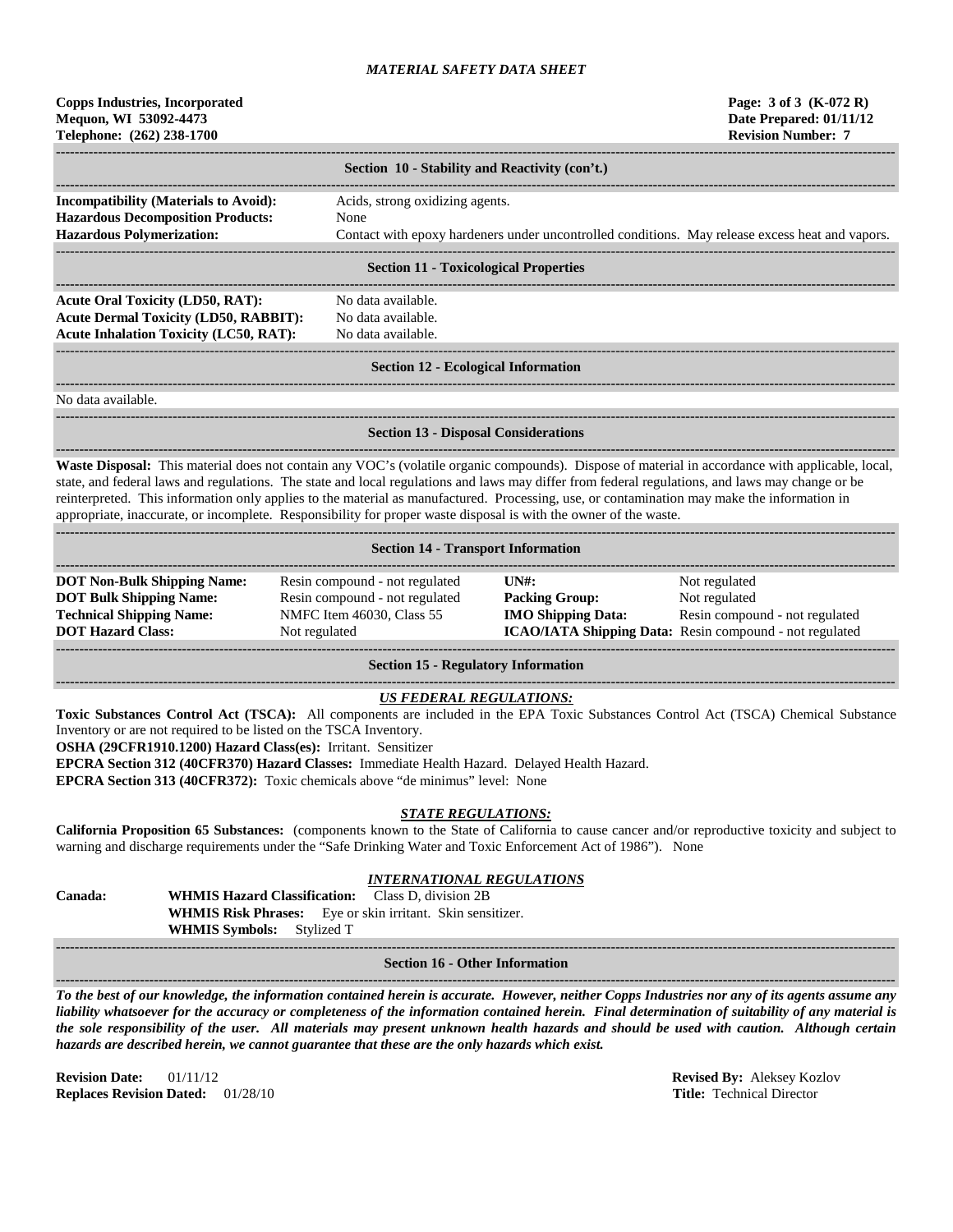# MATERIAL SAFETY DATA SHEET

**Copps Industries, Incorporated**
**Mequon, WI 53092-4473**
**Telephone: (262) 238-1700**

**Page: 3 of 3 (K-072 R)**
**Date Prepared: 01/11/12**
**Revision Number: 7**

## Section 10 - Stability and Reactivity (con't.)

**Incompatibility (Materials to Avoid):** Acids, strong oxidizing agents.
**Hazardous Decomposition Products:** None
**Hazardous Polymerization:** Contact with epoxy hardeners under uncontrolled conditions. May release excess heat and vapors.

## Section 11 - Toxicological Properties

**Acute Oral Toxicity (LD50, RAT):** No data available.
**Acute Dermal Toxicity (LD50, RABBIT):** No data available.
**Acute Inhalation Toxicity (LC50, RAT):** No data available.

## Section 12 - Ecological Information

No data available.

## Section 13 - Disposal Considerations

**Waste Disposal:** This material does not contain any VOC's (volatile organic compounds). Dispose of material in accordance with applicable, local, state, and federal laws and regulations. The state and local regulations and laws may differ from federal regulations, and laws may change or be reinterpreted. This information only applies to the material as manufactured. Processing, use, or contamination may make the information in appropriate, inaccurate, or incomplete. Responsibility for proper waste disposal is with the owner of the waste.

## Section 14 - Transport Information

| | | | |
|---|---|---|---|
| **DOT Non-Bulk Shipping Name:** | Resin compound - not regulated | **UN#:** | Not regulated |
| **DOT Bulk Shipping Name:** | Resin compound - not regulated | **Packing Group:** | Not regulated |
| **Technical Shipping Name:** | NMFC Item 46030, Class 55 | **IMO Shipping Data:** | Resin compound - not regulated |
| **DOT Hazard Class:** | Not regulated | **ICAO/IATA Shipping Data:** | Resin compound - not regulated |

## Section 15 - Regulatory Information

### *US FEDERAL REGULATIONS:*

**Toxic Substances Control Act (TSCA):** All components are included in the EPA Toxic Substances Control Act (TSCA) Chemical Substance Inventory or are not required to be listed on the TSCA Inventory.
**OSHA (29CFR1910.1200) Hazard Class(es):** Irritant. Sensitizer
**EPCRA Section 312 (40CFR370) Hazard Classes:** Immediate Health Hazard. Delayed Health Hazard.
**EPCRA Section 313 (40CFR372):** Toxic chemicals above "de minimus" level: None

### *STATE REGULATIONS:*

**California Proposition 65 Substances:** (components known to the State of California to cause cancer and/or reproductive toxicity and subject to warning and discharge requirements under the "Safe Drinking Water and Toxic Enforcement Act of 1986"). None

### *INTERNATIONAL REGULATIONS*

**Canada:**
**WHMIS Hazard Classification:** Class D, division 2B
**WHMIS Risk Phrases:** Eye or skin irritant. Skin sensitizer.
**WHMIS Symbols:** Stylized T

## Section 16 - Other Information

***To the best of our knowledge, the information contained herein is accurate. However, neither Copps Industries nor any of its agents assume any liability whatsoever for the accuracy or completeness of the information contained herein. Final determination of suitability of any material is the sole responsibility of the user. All materials may present unknown health hazards and should be used with caution. Although certain hazards are described herein, we cannot guarantee that these are the only hazards which exist.***

**Revision Date:** 01/11/12
**Replaces Revision Dated:** 01/28/10

**Revised By:** Aleksey Kozlov
**Title:** Technical Director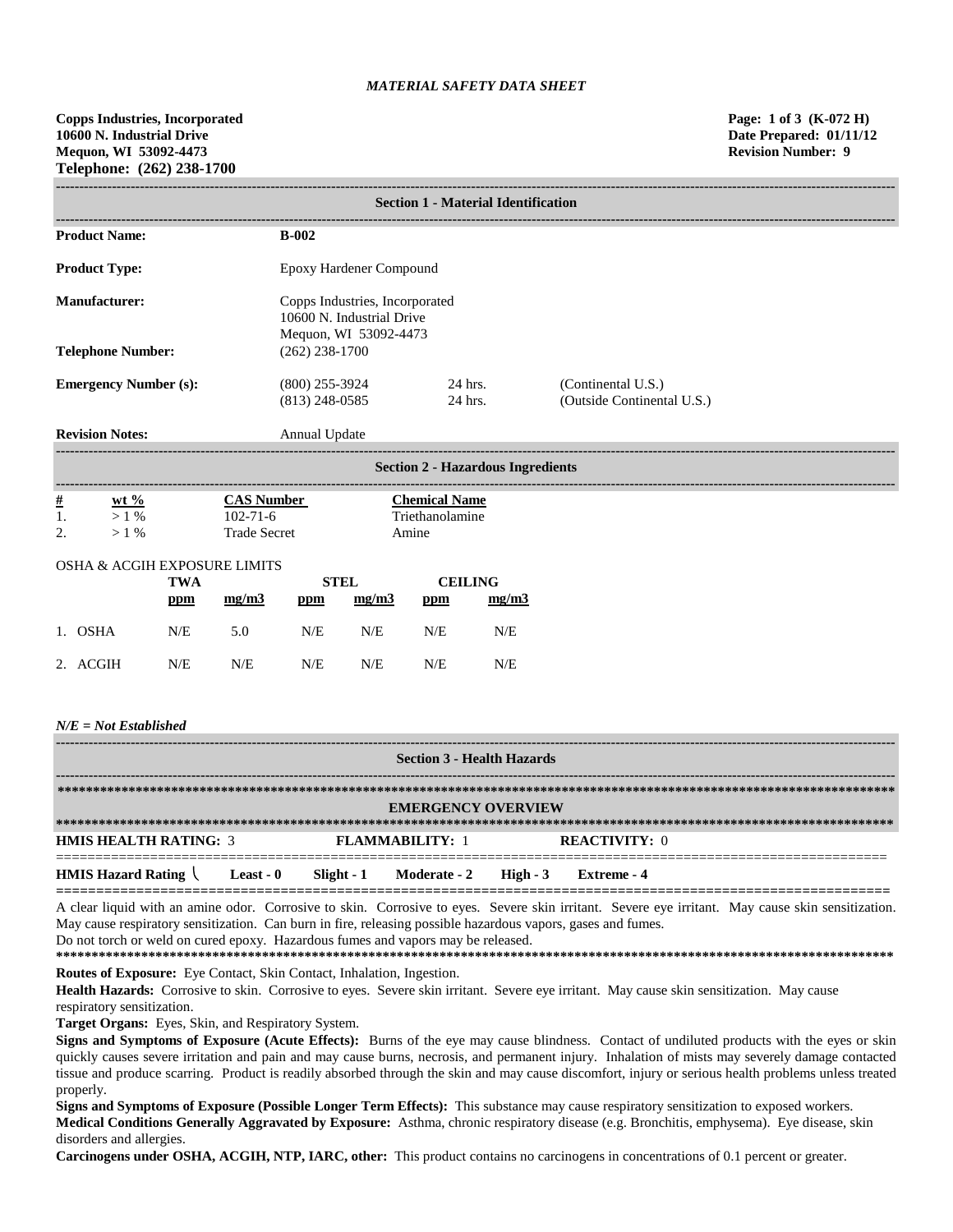*MATERIAL SAFETY DATA SHEET*

**Copps Industries, Incorporated**
**10600 N. Industrial Drive**
**Mequon, WI 53092-4473**
**Telephone: (262) 238-1700**

**Page: 1 of 3 (K-072 H)**
**Date Prepared: 01/11/12**
**Revision Number: 9**

## Section 1 - Material Identification

| | | | |
|---|---|---|---|
| **Product Name:** | **B-002** | | |
| **Product Type:** | Epoxy Hardener Compound | | |
| **Manufacturer:** | Copps Industries, Incorporated<br>10600 N. Industrial Drive<br>Mequon, WI 53092-4473 | | |
| **Telephone Number:** | (262) 238-1700 | | |
| **Emergency Number (s):** | (800) 255-3924 | 24 hrs. | (Continental U.S.) |
| | (813) 248-0585 | 24 hrs. | (Outside Continental U.S.) |
| **Revision Notes:** | Annual Update | | |

## Section 2 - Hazardous Ingredients

| # | wt % | CAS Number | Chemical Name |
|---|---|---|---|
| 1. | > 1 % | 102-71-6 | Triethanolamine |
| 2. | > 1 % | Trade Secret | Amine |

OSHA & ACGIH EXPOSURE LIMITS

| | TWA | | STEL | | CEILING | |
|---|---|---|---|---|---|---|
| | ppm | mg/m3 | ppm | mg/m3 | ppm | mg/m3 |
| 1. OSHA | N/E | 5.0 | N/E | N/E | N/E | N/E |
| 2. ACGIH | N/E | N/E | N/E | N/E | N/E | N/E |

*N/E = Not Established*

## Section 3 - Health Hazards

**EMERGENCY OVERVIEW**

**HMIS HEALTH RATING:** 3 **FLAMMABILITY:** 1 **REACTIVITY:** 0

**HMIS Hazard Rating** **Least - 0** **Slight - 1** **Moderate - 2** **High - 3** **Extreme - 4**

A clear liquid with an amine odor. Corrosive to skin. Corrosive to eyes. Severe skin irritant. Severe eye irritant. May cause skin sensitization. May cause respiratory sensitization. Can burn in fire, releasing possible hazardous vapors, gases and fumes.
Do not torch or weld on cured epoxy. Hazardous fumes and vapors may be released.

**Routes of Exposure:** Eye Contact, Skin Contact, Inhalation, Ingestion.

**Health Hazards:** Corrosive to skin. Corrosive to eyes. Severe skin irritant. Severe eye irritant. May cause skin sensitization. May cause respiratory sensitization.

**Target Organs:** Eyes, Skin, and Respiratory System.

**Signs and Symptoms of Exposure (Acute Effects):** Burns of the eye may cause blindness. Contact of undiluted products with the eyes or skin quickly causes severe irritation and pain and may cause burns, necrosis, and permanent injury. Inhalation of mists may severely damage contacted tissue and produce scarring. Product is readily absorbed through the skin and may cause discomfort, injury or serious health problems unless treated properly.

**Signs and Symptoms of Exposure (Possible Longer Term Effects):** This substance may cause respiratory sensitization to exposed workers.

**Medical Conditions Generally Aggravated by Exposure:** Asthma, chronic respiratory disease (e.g. Bronchitis, emphysema). Eye disease, skin disorders and allergies.

**Carcinogens under OSHA, ACGIH, NTP, IARC, other:** This product contains no carcinogens in concentrations of 0.1 percent or greater.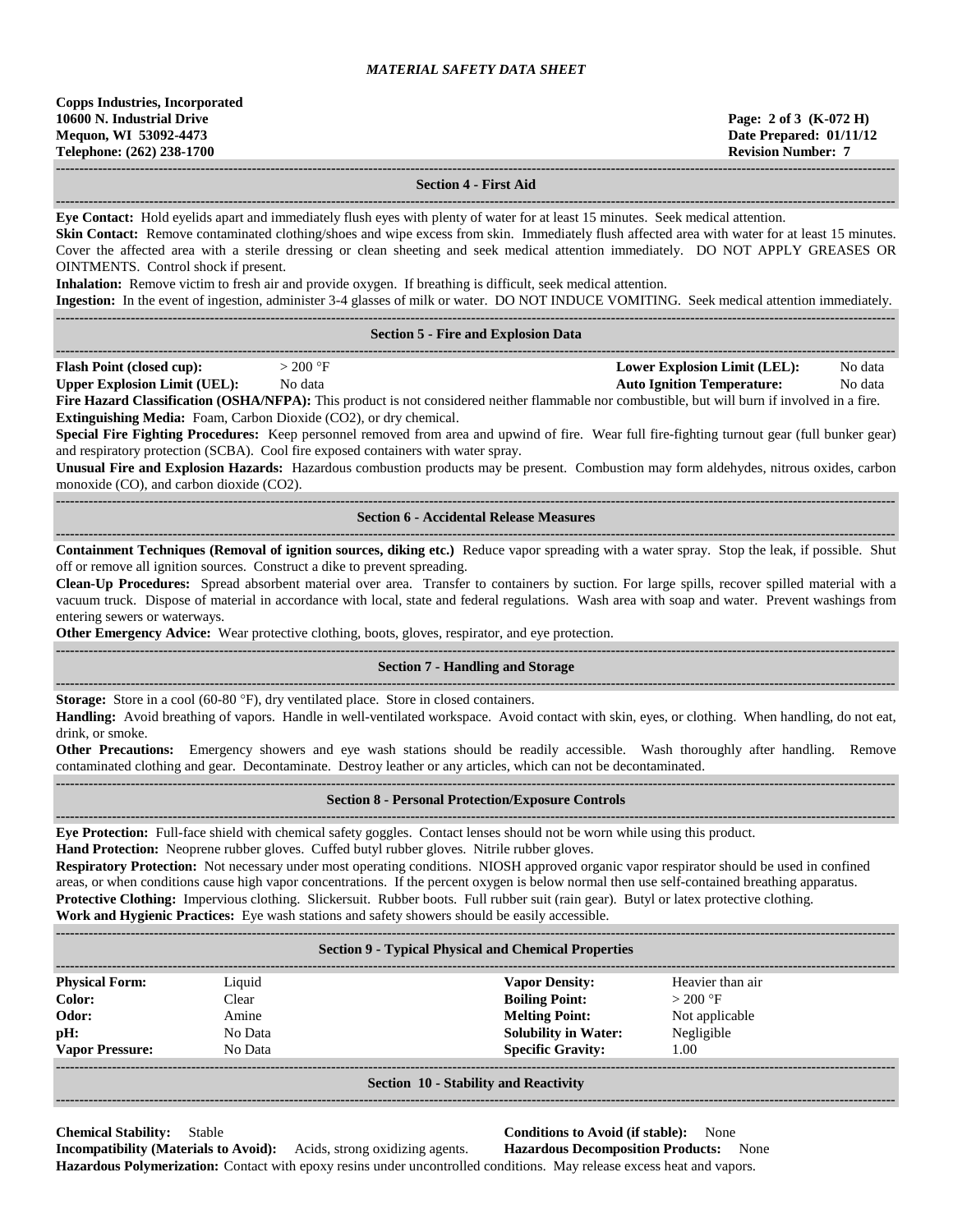# MATERIAL SAFETY DATA SHEET

**Copps Industries, Incorporated**
**10600 N. Industrial Drive**
**Mequon, WI 53092-4473**
**Telephone: (262) 238-1700**

**Page: 2 of 3 (K-072 H)**
**Date Prepared: 01/11/12**
**Revision Number: 7**

## Section 4 - First Aid

**Eye Contact:** Hold eyelids apart and immediately flush eyes with plenty of water for at least 15 minutes. Seek medical attention.

**Skin Contact:** Remove contaminated clothing/shoes and wipe excess from skin. Immediately flush affected area with water for at least 15 minutes. Cover the affected area with a sterile dressing or clean sheeting and seek medical attention immediately. DO NOT APPLY GREASES OR OINTMENTS. Control shock if present.

**Inhalation:** Remove victim to fresh air and provide oxygen. If breathing is difficult, seek medical attention.

**Ingestion:** In the event of ingestion, administer 3-4 glasses of milk or water. DO NOT INDUCE VOMITING. Seek medical attention immediately.

## Section 5 - Fire and Explosion Data

| | | | |
|---|---|---|---|
| **Flash Point (closed cup):** | > 200 °F | **Lower Explosion Limit (LEL):** | No data |
| **Upper Explosion Limit (UEL):** | No data | **Auto Ignition Temperature:** | No data |

**Fire Hazard Classification (OSHA/NFPA):** This product is not considered neither flammable nor combustible, but will burn if involved in a fire.

**Extinguishing Media:** Foam, Carbon Dioxide ($CO_2$), or dry chemical.

**Special Fire Fighting Procedures:** Keep personnel removed from area and upwind of fire. Wear full fire-fighting turnout gear (full bunker gear) and respiratory protection (SCBA). Cool fire exposed containers with water spray.

**Unusual Fire and Explosion Hazards:** Hazardous combustion products may be present. Combustion may form aldehydes, nitrous oxides, carbon monoxide (CO), and carbon dioxide ($CO_2$).

## Section 6 - Accidental Release Measures

**Containment Techniques (Removal of ignition sources, diking etc.)** Reduce vapor spreading with a water spray. Stop the leak, if possible. Shut off or remove all ignition sources. Construct a dike to prevent spreading.

**Clean-Up Procedures:** Spread absorbent material over area. Transfer to containers by suction. For large spills, recover spilled material with a vacuum truck. Dispose of material in accordance with local, state and federal regulations. Wash area with soap and water. Prevent washings from entering sewers or waterways.

**Other Emergency Advice:** Wear protective clothing, boots, gloves, respirator, and eye protection.

## Section 7 - Handling and Storage

**Storage:** Store in a cool (60-80 °F), dry ventilated place. Store in closed containers.

**Handling:** Avoid breathing of vapors. Handle in well-ventilated workspace. Avoid contact with skin, eyes, or clothing. When handling, do not eat, drink, or smoke.

**Other Precautions:** Emergency showers and eye wash stations should be readily accessible. Wash thoroughly after handling. Remove contaminated clothing and gear. Decontaminate. Destroy leather or any articles, which can not be decontaminated.

## Section 8 - Personal Protection/Exposure Controls

**Eye Protection:** Full-face shield with chemical safety goggles. Contact lenses should not be worn while using this product.

**Hand Protection:** Neoprene rubber gloves. Cuffed butyl rubber gloves. Nitrile rubber gloves.

**Respiratory Protection:** Not necessary under most operating conditions. NIOSH approved organic vapor respirator should be used in confined areas, or when conditions cause high vapor concentrations. If the percent oxygen is below normal then use self-contained breathing apparatus.

**Protective Clothing:** Impervious clothing. Slickersuit. Rubber boots. Full rubber suit (rain gear). Butyl or latex protective clothing.

**Work and Hygienic Practices:** Eye wash stations and safety showers should be easily accessible.

## Section 9 - Typical Physical and Chemical Properties

| | | | |
|---|---|---|---|
| **Physical Form:** | Liquid | **Vapor Density:** | Heavier than air |
| **Color:** | Clear | **Boiling Point:** | > 200 °F |
| **Odor:** | Amine | **Melting Point:** | Not applicable |
| **pH:** | No Data | **Solubility in Water:** | Negligible |
| **Vapor Pressure:** | No Data | **Specific Gravity:** | 1.00 |

## Section 10 - Stability and Reactivity

**Chemical Stability:** Stable

**Conditions to Avoid (if stable):** None

**Incompatibility (Materials to Avoid):** Acids, strong oxidizing agents.

**Hazardous Decomposition Products:** None

**Hazardous Polymerization:** Contact with epoxy resins under uncontrolled conditions. May release excess heat and vapors.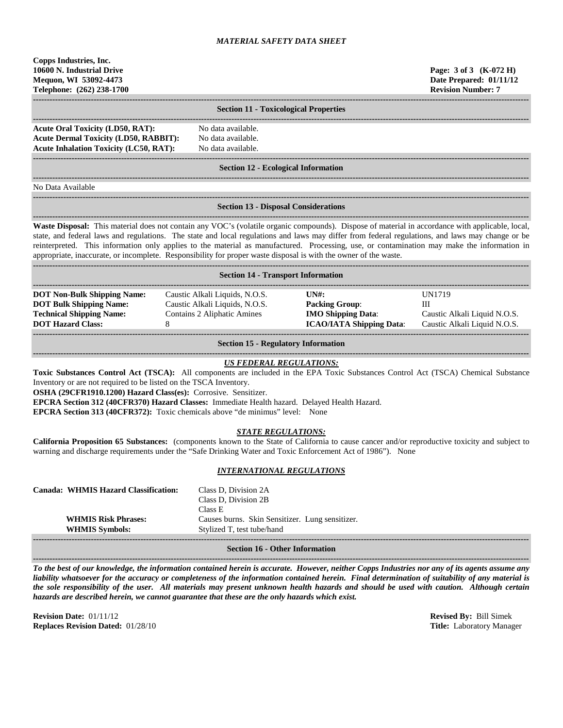# MATERIAL SAFETY DATA SHEET

**Copps Industries, Inc.**
**10600 N. Industrial Drive**
**Mequon, WI 53092-4473**
**Telephone: (262) 238-1700**

**Page: 3 of 3 (K-072 H)**
**Date Prepared: 01/11/12**
**Revision Number: 7**

## Section 11 - Toxicological Properties

| | |
|---|---|
| **Acute Oral Toxicity (LD50, RAT):** | No data available. |
| **Acute Dermal Toxicity (LD50, RABBIT):** | No data available. |
| **Acute Inhalation Toxicity (LC50, RAT):** | No data available. |

## Section 12 - Ecological Information

No Data Available

## Section 13 - Disposal Considerations

**Waste Disposal:** This material does not contain any VOC's (volatile organic compounds). Dispose of material in accordance with applicable, local, state, and federal laws and regulations. The state and local regulations and laws may differ from federal regulations, and laws may change or be reinterpreted. This information only applies to the material as manufactured. Processing, use, or contamination may make the information in appropriate, inaccurate, or incomplete. Responsibility for proper waste disposal is with the owner of the waste.

## Section 14 - Transport Information

| | | | |
|---|---|---|---|
| **DOT Non-Bulk Shipping Name:** | Caustic Alkali Liquids, N.O.S. | **UN#:** | UN1719 |
| **DOT Bulk Shipping Name:** | Caustic Alkali Liquids, N.O.S. | **Packing Group**: | III |
| **Technical Shipping Name:** | Contains 2 Aliphatic Amines | **IMO Shipping Data**: | Caustic Alkali Liquid N.O.S. |
| **DOT Hazard Class:** | 8 | **ICAO/IATA Shipping Data**: | Caustic Alkali Liquid N.O.S. |

## Section 15 - Regulatory Information

### *US FEDERAL REGULATIONS:*

**Toxic Substances Control Act (TSCA):** All components are included in the EPA Toxic Substances Control Act (TSCA) Chemical Substance Inventory or are not required to be listed on the TSCA Inventory.

**OSHA (29CFR1910.1200) Hazard Class(es):** Corrosive. Sensitizer.

**EPCRA Section 312 (40CFR370) Hazard Classes:** Immediate Health hazard. Delayed Health Hazard.

**EPCRA Section 313 (40CFR372):** Toxic chemicals above "de minimus" level: None

### *STATE REGULATIONS:*

**California Proposition 65 Substances:** (components known to the State of California to cause cancer and/or reproductive toxicity and subject to warning and discharge requirements under the "Safe Drinking Water and Toxic Enforcement Act of 1986"). None

### *INTERNATIONAL REGULATIONS*

| | |
|---|---|
| **Canada: WHMIS Hazard Classification:** | Class D, Division 2A<br>Class D, Division 2B<br>Class E |
| **WHMIS Risk Phrases:** | Causes burns. Skin Sensitizer. Lung sensitizer. |
| **WHMIS Symbols:** | Stylized T, test tube/hand |

## Section 16 - Other Information

***To the best of our knowledge, the information contained herein is accurate. However, neither Copps Industries nor any of its agents assume any liability whatsoever for the accuracy or completeness of the information contained herein. Final determination of suitability of any material is the sole responsibility of the user. All materials may present unknown health hazards and should be used with caution. Although certain hazards are described herein, we cannot guarantee that these are the only hazards which exist.***

**Revision Date:** 01/11/12
**Replaces Revision Dated:** 01/28/10

**Revised By:** Bill Simek
**Title:** Laboratory Manager